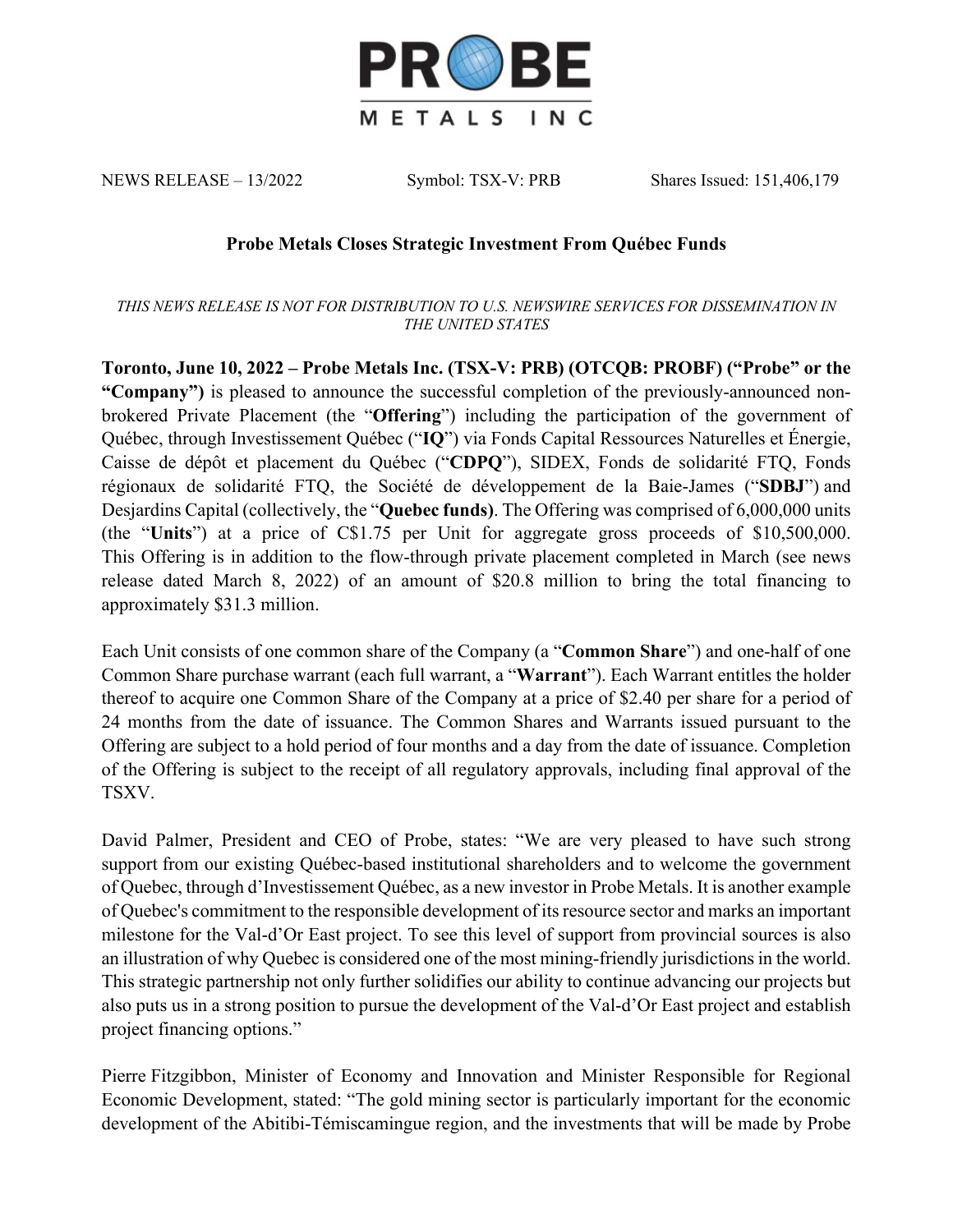PROBE METALS INC

NEWS RELEASE – 13/2022 Symbol: TSX-V: PRB Shares Issued: 151,406,179

**Probe Metals Closes Strategic Investment From Québec Funds**

*THIS NEWS RELEASE IS NOT FOR DISTRIBUTION TO U.S. NEWSWIRE SERVICES FOR DISSEMINATION IN THE UNITED STATES*

**Toronto, June 10, 2022 – Probe Metals Inc. (TSX-V: PRB) (OTCQB: PROBF) ("Probe" or the "Company")** is pleased to announce the successful completion of the previously-announced non-brokered Private Placement (the "**Offering**") including the participation of the government of Québec, through Investissement Québec ("**IQ**") via Fonds Capital Ressources Naturelles et Énergie, Caisse de dépôt et placement du Québec ("**CDPQ**"), SIDEX, Fonds de solidarité FTQ, Fonds régionaux de solidarité FTQ, the Société de développement de la Baie-James ("**SDBJ**") and Desjardins Capital (collectively, the "**Quebec funds**). The Offering was comprised of 6,000,000 units (the "**Units**") at a price of C$1.75 per Unit for aggregate gross proceeds of $10,500,000. This Offering is in addition to the flow-through private placement completed in March (see news release dated March 8, 2022) of an amount of $20.8 million to bring the total financing to approximately $31.3 million.

Each Unit consists of one common share of the Company (a "**Common Share**") and one-half of one Common Share purchase warrant (each full warrant, a "**Warrant**"). Each Warrant entitles the holder thereof to acquire one Common Share of the Company at a price of $2.40 per share for a period of 24 months from the date of issuance. The Common Shares and Warrants issued pursuant to the Offering are subject to a hold period of four months and a day from the date of issuance. Completion of the Offering is subject to the receipt of all regulatory approvals, including final approval of the TSXV.

David Palmer, President and CEO of Probe, states: "We are very pleased to have such strong support from our existing Québec-based institutional shareholders and to welcome the government of Quebec, through d'Investissement Québec, as a new investor in Probe Metals. It is another example of Quebec's commitment to the responsible development of its resource sector and marks an important milestone for the Val-d'Or East project. To see this level of support from provincial sources is also an illustration of why Quebec is considered one of the most mining-friendly jurisdictions in the world. This strategic partnership not only further solidifies our ability to continue advancing our projects but also puts us in a strong position to pursue the development of the Val-d'Or East project and establish project financing options."

Pierre Fitzgibbon, Minister of Economy and Innovation and Minister Responsible for Regional Economic Development, stated: "The gold mining sector is particularly important for the economic development of the Abitibi-Témiscamingue region, and the investments that will be made by Probe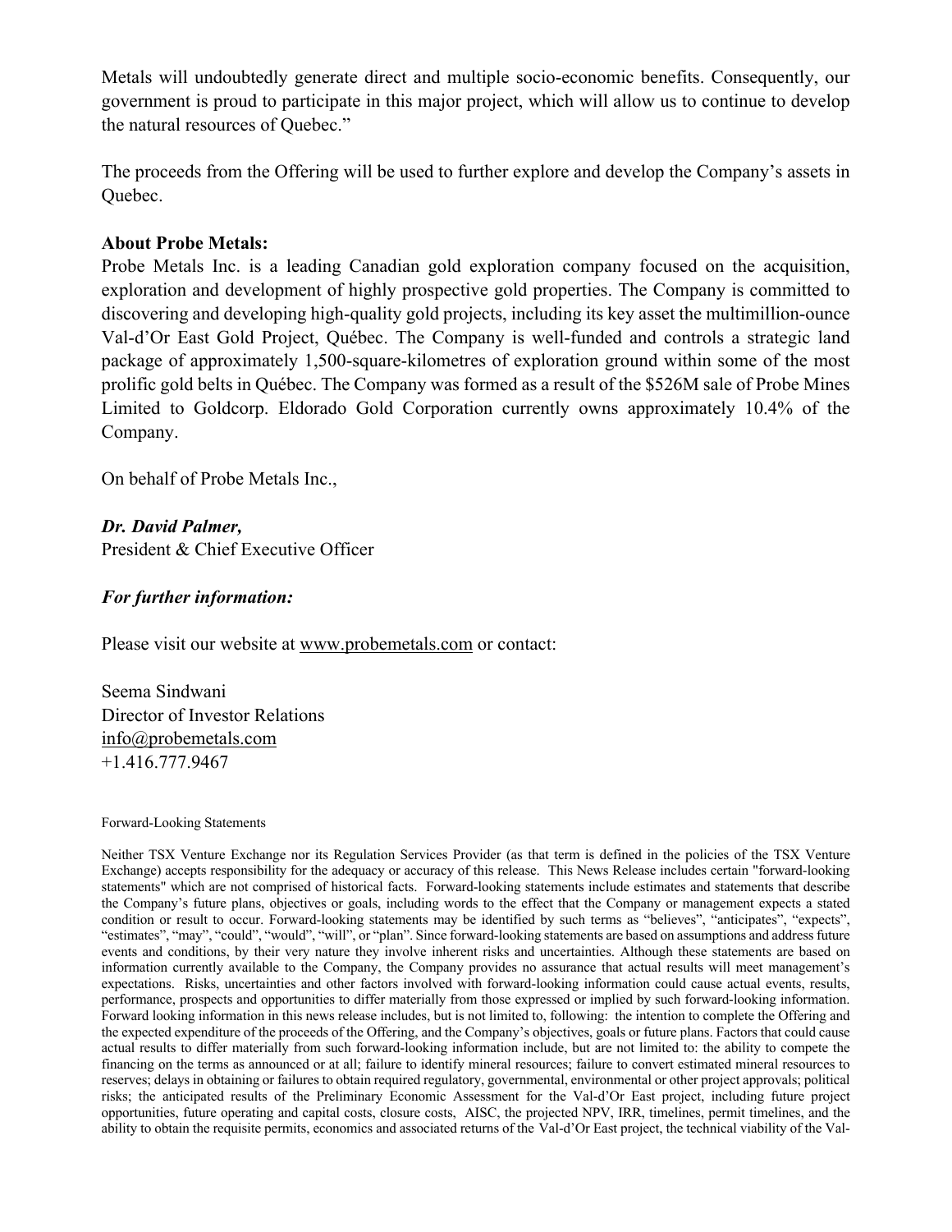Metals will undoubtedly generate direct and multiple socio-economic benefits. Consequently, our government is proud to participate in this major project, which will allow us to continue to develop the natural resources of Quebec."

The proceeds from the Offering will be used to further explore and develop the Company's assets in Quebec.

**About Probe Metals:**
Probe Metals Inc. is a leading Canadian gold exploration company focused on the acquisition, exploration and development of highly prospective gold properties. The Company is committed to discovering and developing high-quality gold projects, including its key asset the multimillion-ounce Val-d'Or East Gold Project, Québec. The Company is well-funded and controls a strategic land package of approximately 1,500-square-kilometres of exploration ground within some of the most prolific gold belts in Québec. The Company was formed as a result of the $526M sale of Probe Mines Limited to Goldcorp. Eldorado Gold Corporation currently owns approximately 10.4% of the Company.

On behalf of Probe Metals Inc.,

***Dr. David Palmer,***
President & Chief Executive Officer

***For further information:***

Please visit our website at www.probemetals.com or contact:

Seema Sindwani
Director of Investor Relations
info@probemetals.com
+1.416.777.9467

Forward-Looking Statements

Neither TSX Venture Exchange nor its Regulation Services Provider (as that term is defined in the policies of the TSX Venture Exchange) accepts responsibility for the adequacy or accuracy of this release. This News Release includes certain "forward-looking statements" which are not comprised of historical facts. Forward-looking statements include estimates and statements that describe the Company's future plans, objectives or goals, including words to the effect that the Company or management expects a stated condition or result to occur. Forward-looking statements may be identified by such terms as "believes", "anticipates", "expects", "estimates", "may", "could", "would", "will", or "plan". Since forward-looking statements are based on assumptions and address future events and conditions, by their very nature they involve inherent risks and uncertainties. Although these statements are based on information currently available to the Company, the Company provides no assurance that actual results will meet management's expectations. Risks, uncertainties and other factors involved with forward-looking information could cause actual events, results, performance, prospects and opportunities to differ materially from those expressed or implied by such forward-looking information. Forward looking information in this news release includes, but is not limited to, following: the intention to complete the Offering and the expected expenditure of the proceeds of the Offering, and the Company's objectives, goals or future plans. Factors that could cause actual results to differ materially from such forward-looking information include, but are not limited to: the ability to compete the financing on the terms as announced or at all; failure to identify mineral resources; failure to convert estimated mineral resources to reserves; delays in obtaining or failures to obtain required regulatory, governmental, environmental or other project approvals; political risks; the anticipated results of the Preliminary Economic Assessment for the Val-d'Or East project, including future project opportunities, future operating and capital costs, closure costs, AISC, the projected NPV, IRR, timelines, permit timelines, and the ability to obtain the requisite permits, economics and associated returns of the Val-d'Or East project, the technical viability of the Val-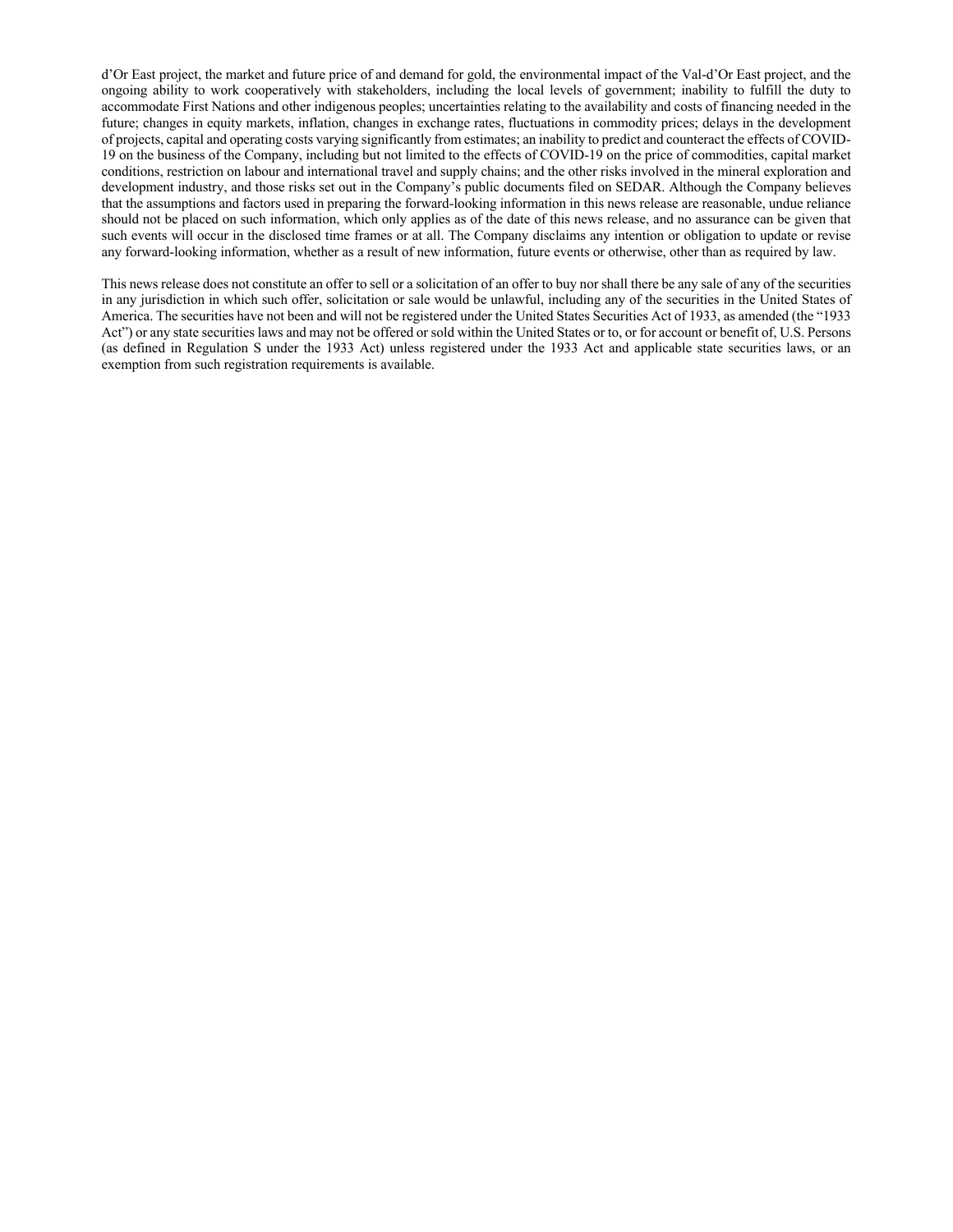d'Or East project, the market and future price of and demand for gold, the environmental impact of the Val-d'Or East project, and the ongoing ability to work cooperatively with stakeholders, including the local levels of government; inability to fulfill the duty to accommodate First Nations and other indigenous peoples; uncertainties relating to the availability and costs of financing needed in the future; changes in equity markets, inflation, changes in exchange rates, fluctuations in commodity prices; delays in the development of projects, capital and operating costs varying significantly from estimates; an inability to predict and counteract the effects of COVID-19 on the business of the Company, including but not limited to the effects of COVID-19 on the price of commodities, capital market conditions, restriction on labour and international travel and supply chains; and the other risks involved in the mineral exploration and development industry, and those risks set out in the Company's public documents filed on SEDAR. Although the Company believes that the assumptions and factors used in preparing the forward-looking information in this news release are reasonable, undue reliance should not be placed on such information, which only applies as of the date of this news release, and no assurance can be given that such events will occur in the disclosed time frames or at all. The Company disclaims any intention or obligation to update or revise any forward-looking information, whether as a result of new information, future events or otherwise, other than as required by law.

This news release does not constitute an offer to sell or a solicitation of an offer to buy nor shall there be any sale of any of the securities in any jurisdiction in which such offer, solicitation or sale would be unlawful, including any of the securities in the United States of America. The securities have not been and will not be registered under the United States Securities Act of 1933, as amended (the "1933 Act") or any state securities laws and may not be offered or sold within the United States or to, or for account or benefit of, U.S. Persons (as defined in Regulation S under the 1933 Act) unless registered under the 1933 Act and applicable state securities laws, or an exemption from such registration requirements is available.